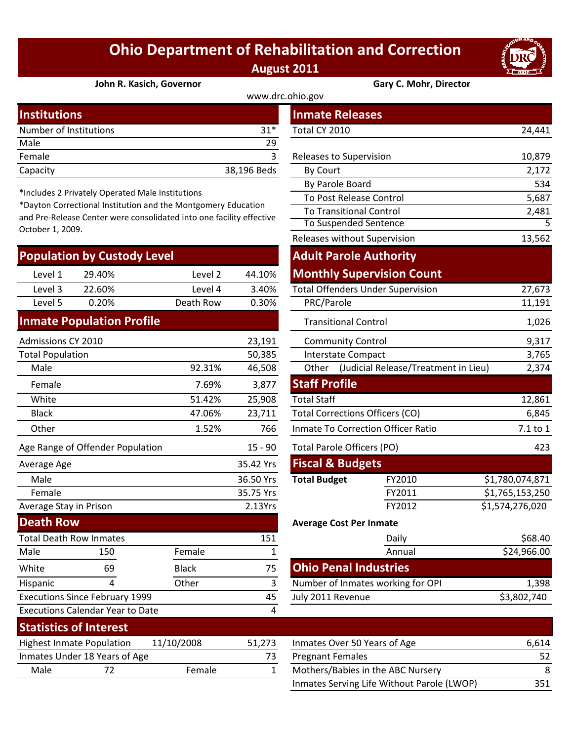# Ohio Department of Rehabilitation and Correction

**August 2011**

**John R. Kasich, Governor** | **Gary C. Mohr, Director**

www.drc.ohio.gov

## Institutions

| | |
|---|---|
| Number of Institutions | 31* |
| Male | 29 |
| Female | 3 |
| Capacity | 38,196 Beds |

*Includes 2 Privately Operated Male Institutions

*Dayton Correctional Institution and the Montgomery Education and Pre-Release Center were consolidated into one facility effective October 1, 2009.

## Population by Custody Level

| | | | |
|---|---|---|---|
| Level 1 | 29.40% | Level 2 | 44.10% |
| Level 3 | 22.60% | Level 4 | 3.40% |
| Level 5 | 0.20% | Death Row | 0.30% |

## Inmate Population Profile

| | | |
|---|---|---|
| Admissions CY 2010 | | 23,191 |
| Total Population | | 50,385 |
| Male | 92.31% | 46,508 |
| Female | 7.69% | 3,877 |
| White | 51.42% | 25,908 |
| Black | 47.06% | 23,711 |
| Other | 1.52% | 766 |
| Age Range of Offender Population | | 15 - 90 |
| Average Age | | 35.42 Yrs |
| Male | | 36.50 Yrs |
| Female | | 35.75 Yrs |
| Average Stay in Prison | | 2.13Yrs |

## Death Row

| | | | |
|---|---|---|---|
| Total Death Row Inmates | | | 151 |
| Male | 150 | Female | 1 |
| White | 69 | Black | 75 |
| Hispanic | 4 | Other | 3 |
| Executions Since February 1999 | | | 45 |
| Executions Calendar Year to Date | | | 4 |

## Inmate Releases

| | |
|---|---|
| Total CY 2010 | 24,441 |
| Releases to Supervision | 10,879 |
| By Court | 2,172 |
| By Parole Board | 534 |
| To Post Release Control | 5,687 |
| To Transitional Control | 2,481 |
| To Suspended Sentence | 5 |
| Releases without Supervision | 13,562 |

## Adult Parole Authority Monthly Supervision Count

| | |
|---|---|
| Total Offenders Under Supervision | 27,673 |
| PRC/Parole | 11,191 |
| Transitional Control | 1,026 |
| Community Control | 9,317 |
| Interstate Compact | 3,765 |
| Other (Judicial Release/Treatment in Lieu) | 2,374 |

## Staff Profile

| | |
|---|---|
| Total Staff | 12,861 |
| Total Corrections Officers (CO) | 6,845 |
| Inmate To Correction Officer Ratio | 7.1 to 1 |
| Total Parole Officers (PO) | 423 |

## Fiscal & Budgets

| | | |
|---|---|---|
| **Total Budget** | FY2010 | $1,780,074,871 |
| | FY2011 | $1,765,153,250 |
| | FY2012 | $1,574,276,020 |

**Average Cost Per Inmate**

| | |
|---|---|
| Daily | $68.40 |
| Annual | $24,966.00 |

## Ohio Penal Industries

| | |
|---|---|
| Number of Inmates working for OPI | 1,398 |
| July 2011 Revenue | $3,802,740 |

## Statistics of Interest

| | | | |
|---|---|---|---|
| Highest Inmate Population | 11/10/2008 | | 51,273 |
| Inmates Under 18 Years of Age | | | 73 |
| Male | 72 | Female | 1 |

| | |
|---|---|
| Inmates Over 50 Years of Age | 6,614 |
| Pregnant Females | 52 |
| Mothers/Babies in the ABC Nursery | 8 |
| Inmates Serving Life Without Parole (LWOP) | 351 |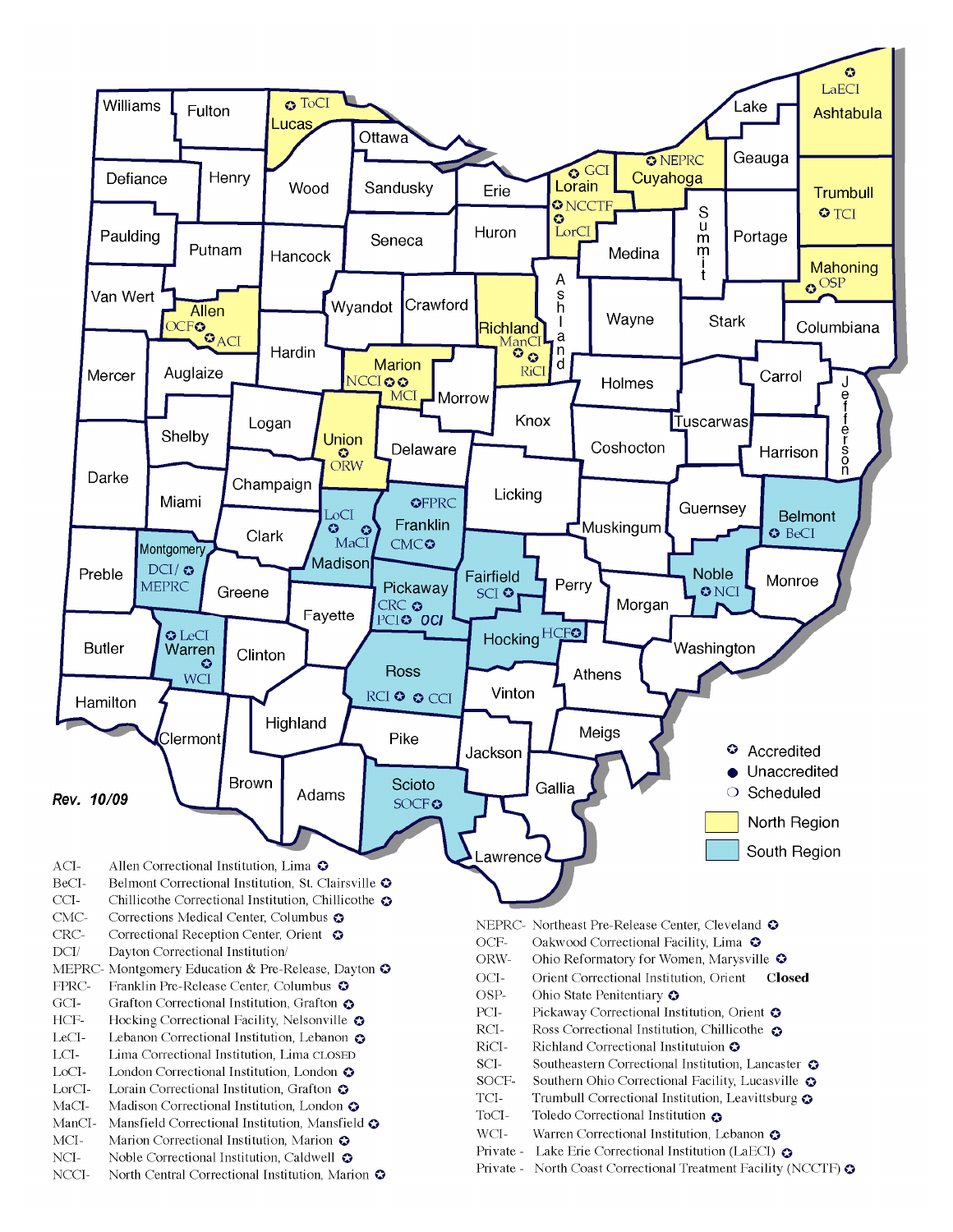Rev. 10/09

- ✪ Accredited
- ● Unaccredited
- ❍ Scheduled
- North Region
- South Region

ACI- Allen Correctional Institution, Lima ✪
BeCI- Belmont Correctional Institution, St. Clairsville ✪
CCI- Chillicothe Correctional Institution, Chillicothe ✪
CMC- Corrections Medical Center, Columbus ✪
CRC- Correctional Reception Center, Orient ✪
DCI/ Dayton Correctional Institution/
MEPRC- Montgomery Education & Pre-Release, Dayton ✪
FPRC- Franklin Pre-Release Center, Columbus ✪
GCI- Grafton Correctional Institution, Grafton ✪
HCF- Hocking Correctional Facility, Nelsonville ✪
LeCI- Lebanon Correctional Institution, Lebanon ✪
LCI- Lima Correctional Institution, Lima CLOSED
LoCI- London Correctional Institution, London ✪
LorCI- Lorain Correctional Institution, Grafton ✪
MaCI- Madison Correctional Institution, London ✪
ManCI- Mansfield Correctional Institution, Mansfield ✪
MCI- Marion Correctional Institution, Marion ✪
NCI- Noble Correctional Institution, Caldwell ✪
NCCI- North Central Correctional Institution, Marion ✪

NEPRC- Northeast Pre-Release Center, Cleveland ✪
OCF- Oakwood Correctional Facility, Lima ✪
ORW- Ohio Reformatory for Women, Marysville ✪
OCI- Orient Correctional Institution, Orient **Closed**
OSP- Ohio State Penitentiary ✪
PCI- Pickaway Correctional Institution, Orient ✪
RCI- Ross Correctional Institution, Chillicothe ✪
RiCI- Richland Correctional Institutuion ✪
SCI- Southeastern Correctional Institution, Lancaster ✪
SOCF- Southern Ohio Correctional Facility, Lucasville ✪
TCI- Trumbull Correctional Institution, Leavittsburg ✪
ToCI- Toledo Correctional Institution ✪
WCI- Warren Correctional Institution, Lebanon ✪
Private - Lake Erie Correctional Institution (LaECI) ✪
Private - North Coast Correctional Treatment Facility (NCCTF) ✪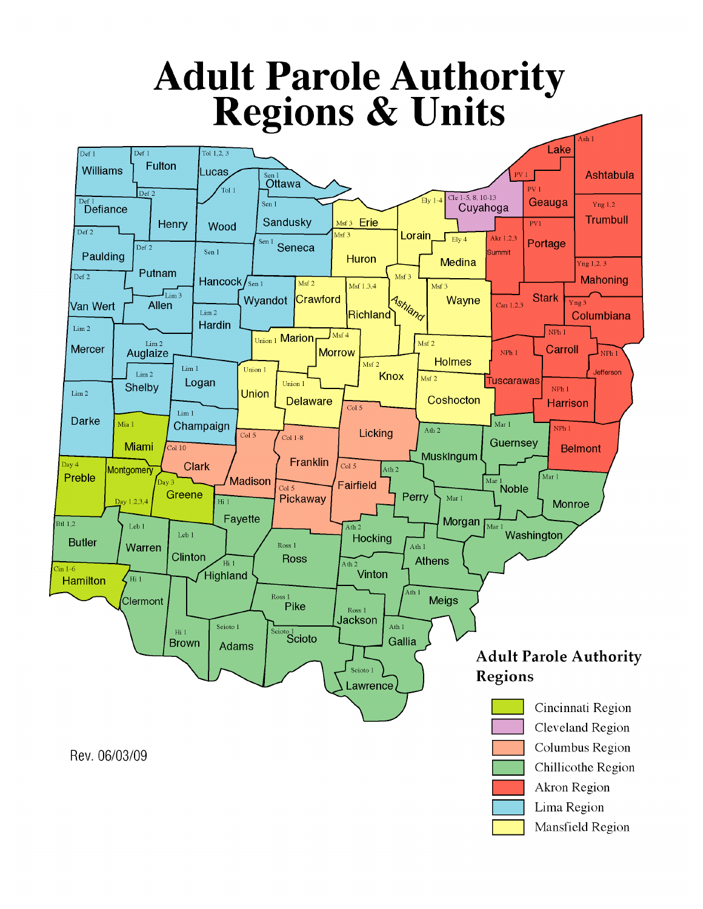# Adult Parole Authority Regions & Units

Williams
Def 1

Fulton
Def 1

Lucas
Tol 1,2, 3

Ottawa
Sen 1

Tol 1

Defiance
Def 1

Def 2

Henry

Wood

Sandusky
Sen 1

Erie
Msf 3

Lorain
Ely 1-4

Cuyahoga
Cle 1-5, 8, 10-13

Lake

PV 1

Ashtabula
Ash 1

Geauga
PV 1

Trumbull
Yng 1,2

Paulding
Def 2

Putnam
Def 2

Hancock
Sen 1

Seneca
Sen 1

Huron
Msf 3

Medina
Ely 4

Summit
Akr 1,2,3

Portage
PV1

Mahoning
Yng 1, 2, 3

Van Wert
Def 2

Allen
Lim 3

Wyandot
Sen 1

Crawford
Msf 2

Richland
Msf 1,3,4

Ashland
Msf 3

Wayne
Msf 3

Stark
Can 1,2,3

Columbiana
Yng 3

Mercer
Lim 2

Auglaize
Lim 2

Hardin
Lim 2

Marion
Union 1

Morrow
Msf 4

Holmes
Msf 2

Carroll
NPh 1

Shelby
Lim 2

Logan
Lim 1

Union
Union 1

Delaware
Union 1

Knox
Msf 2

Tuscarawas
NPh 1

Jefferson
NPh 1

Coshocton
Msf 2

Harrison
NPh 1

Darke
Lim 2

Miami
Mia 1

Champaign
Lim 1

Licking
Col 5

Guernsey
Mar 1

Clark
Col 10

Madison
Col 5

Franklin
Col 1-8

Muskingum
Ath 2

Belmont
NPh 1

Preble
Day 4

Montgomery
Day 1,2,3,4

Greene
Day 3

Fairfield
Col 5

Pickaway
Col 5

Perry
Ath 2

Noble
Mar 1

Monroe
Mar 1

Fayette
Hi 1

Morgan
Mar 1

Washington
Mar 1

Butler
Btl 1,2

Warren
Leb 1

Clinton
Leb 1

Ross
Ross 1

Hocking
Ath 2

Athens
Ath 1

Hamilton
Cin 1-6

Highland
Hi 1

Vinton
Ath 2

Clermont
Hi 1

Pike
Ross 1

Jackson
Ross 1

Meigs
Ath 1

Brown
Hi 1

Adams
Scioto 1

Scioto
Scioto 1

Gallia
Ath 1

Lawrence
Scioto 1

## Adult Parole Authority Regions

- Cincinnati Region
- Cleveland Region
- Columbus Region
- Chillicothe Region
- Akron Region
- Lima Region
- Mansfield Region

Rev. 06/03/09